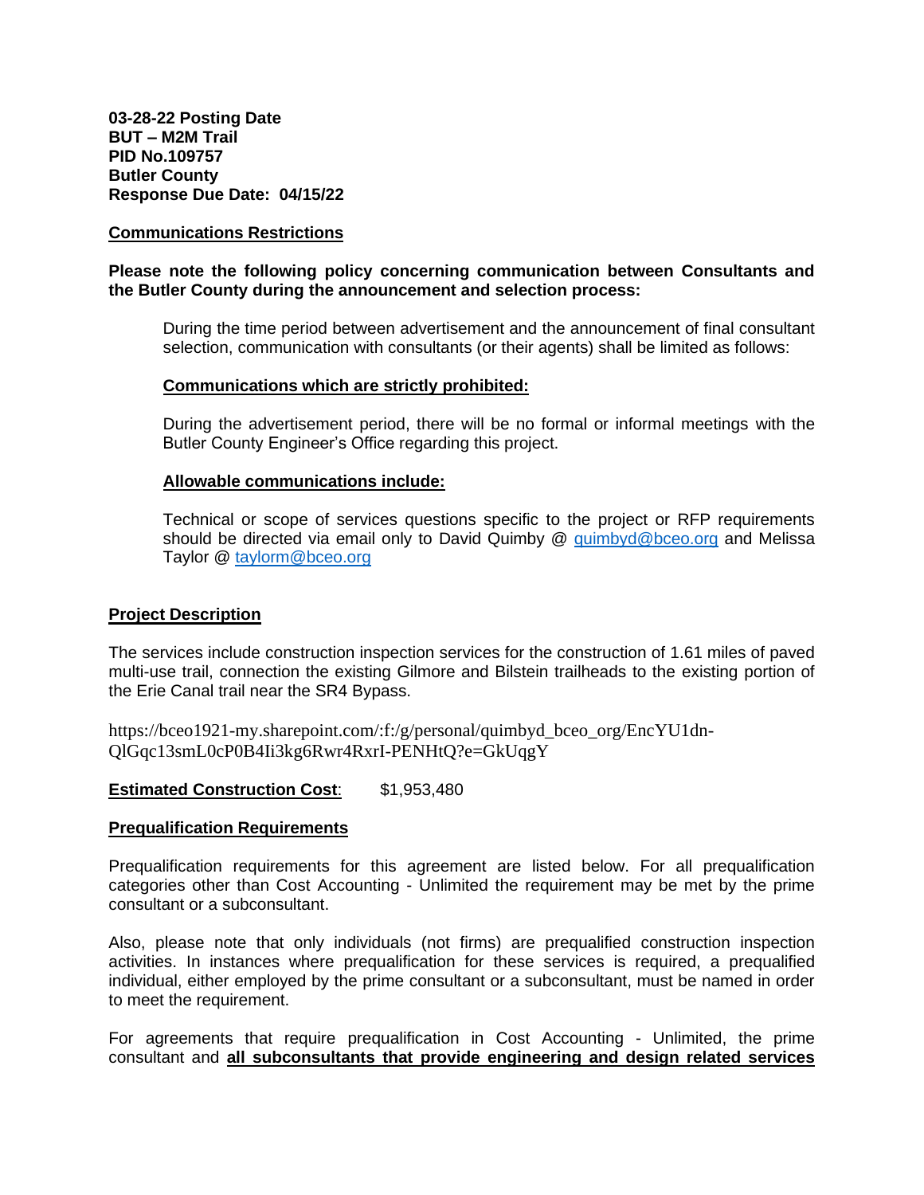**03-28-22 Posting Date**
**BUT – M2M Trail**
**PID No.109757**
**Butler County**
**Response Due Date: 04/15/22**

**Communications Restrictions**

**Please note the following policy concerning communication between Consultants and the Butler County during the announcement and selection process:**

During the time period between advertisement and the announcement of final consultant selection, communication with consultants (or their agents) shall be limited as follows:

**Communications which are strictly prohibited:**

During the advertisement period, there will be no formal or informal meetings with the Butler County Engineer's Office regarding this project.

**Allowable communications include:**

Technical or scope of services questions specific to the project or RFP requirements should be directed via email only to David Quimby @ quimbyd@bceo.org and Melissa Taylor @ taylorm@bceo.org

**Project Description**

The services include construction inspection services for the construction of 1.61 miles of paved multi-use trail, connection the existing Gilmore and Bilstein trailheads to the existing portion of the Erie Canal trail near the SR4 Bypass.

https://bceo1921-my.sharepoint.com/:f:/g/personal/quimbyd_bceo_org/EncYU1dn-QlGqc13smL0cP0B4Ii3kg6Rwr4RxrI-PENHtQ?e=GkUqgY

**Estimated Construction Cost**: $1,953,480

**Prequalification Requirements**

Prequalification requirements for this agreement are listed below. For all prequalification categories other than Cost Accounting - Unlimited the requirement may be met by the prime consultant or a subconsultant.

Also, please note that only individuals (not firms) are prequalified construction inspection activities. In instances where prequalification for these services is required, a prequalified individual, either employed by the prime consultant or a subconsultant, must be named in order to meet the requirement.

For agreements that require prequalification in Cost Accounting - Unlimited, the prime consultant and **all subconsultants that provide engineering and design related services**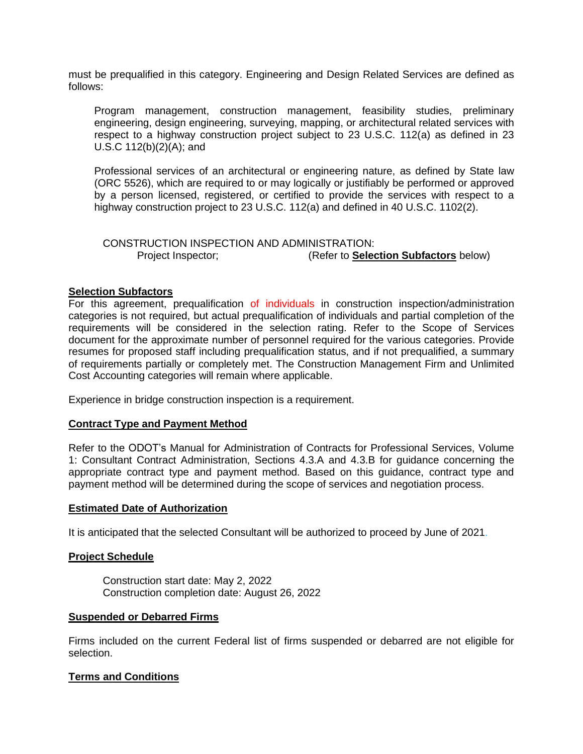must be prequalified in this category. Engineering and Design Related Services are defined as follows:

> Program management, construction management, feasibility studies, preliminary engineering, design engineering, surveying, mapping, or architectural related services with respect to a highway construction project subject to 23 U.S.C. 112(a) as defined in 23 U.S.C 112(b)(2)(A); and
>
> Professional services of an architectural or engineering nature, as defined by State law (ORC 5526), which are required to or may logically or justifiably be performed or approved by a person licensed, registered, or certified to provide the services with respect to a highway construction project to 23 U.S.C. 112(a) and defined in 40 U.S.C. 1102(2).

CONSTRUCTION INSPECTION AND ADMINISTRATION:
Project Inspector; (Refer to **Selection Subfactors** below)

**Selection Subfactors**

For this agreement, prequalification of individuals in construction inspection/administration categories is not required, but actual prequalification of individuals and partial completion of the requirements will be considered in the selection rating. Refer to the Scope of Services document for the approximate number of personnel required for the various categories. Provide resumes for proposed staff including prequalification status, and if not prequalified, a summary of requirements partially or completely met. The Construction Management Firm and Unlimited Cost Accounting categories will remain where applicable.

Experience in bridge construction inspection is a requirement.

**Contract Type and Payment Method**

Refer to the ODOT's Manual for Administration of Contracts for Professional Services, Volume 1: Consultant Contract Administration, Sections 4.3.A and 4.3.B for guidance concerning the appropriate contract type and payment method. Based on this guidance, contract type and payment method will be determined during the scope of services and negotiation process.

**Estimated Date of Authorization**

It is anticipated that the selected Consultant will be authorized to proceed by June of 2021.

**Project Schedule**

Construction start date: May 2, 2022
Construction completion date: August 26, 2022

**Suspended or Debarred Firms**

Firms included on the current Federal list of firms suspended or debarred are not eligible for selection.

**Terms and Conditions**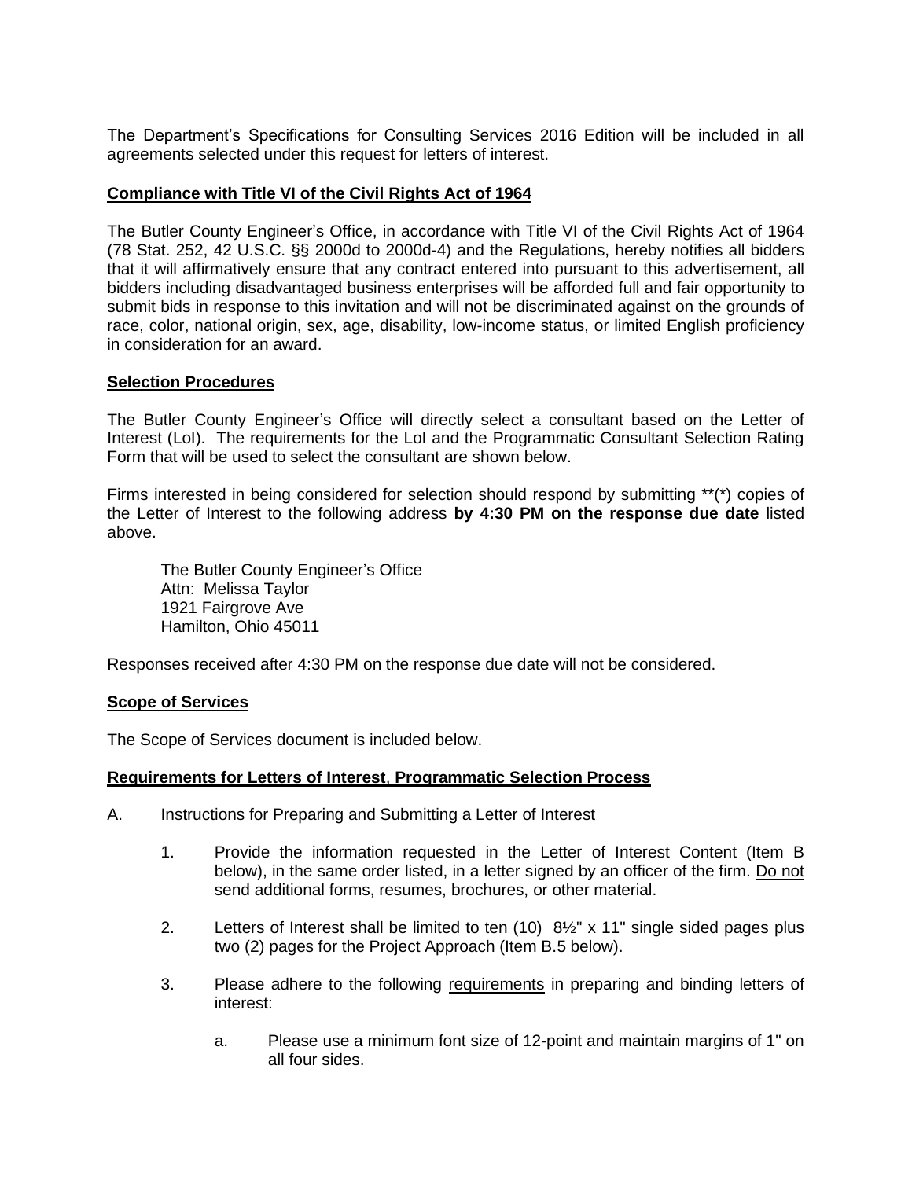The Department's Specifications for Consulting Services 2016 Edition will be included in all agreements selected under this request for letters of interest.

## Compliance with Title VI of the Civil Rights Act of 1964

The Butler County Engineer's Office, in accordance with Title VI of the Civil Rights Act of 1964 (78 Stat. 252, 42 U.S.C. §§ 2000d to 2000d-4) and the Regulations, hereby notifies all bidders that it will affirmatively ensure that any contract entered into pursuant to this advertisement, all bidders including disadvantaged business enterprises will be afforded full and fair opportunity to submit bids in response to this invitation and will not be discriminated against on the grounds of race, color, national origin, sex, age, disability, low-income status, or limited English proficiency in consideration for an award.

## Selection Procedures

The Butler County Engineer's Office will directly select a consultant based on the Letter of Interest (LoI). The requirements for the LoI and the Programmatic Consultant Selection Rating Form that will be used to select the consultant are shown below.

Firms interested in being considered for selection should respond by submitting **(*) copies of the Letter of Interest to the following address **by 4:30 PM on the response due date** listed above.

> The Butler County Engineer's Office
> Attn: Melissa Taylor
> 1921 Fairgrove Ave
> Hamilton, Ohio 45011

Responses received after 4:30 PM on the response due date will not be considered.

## Scope of Services

The Scope of Services document is included below.

## Requirements for Letters of Interest, Programmatic Selection Process

A. Instructions for Preparing and Submitting a Letter of Interest

1. Provide the information requested in the Letter of Interest Content (Item B below), in the same order listed, in a letter signed by an officer of the firm. Do not send additional forms, resumes, brochures, or other material.

2. Letters of Interest shall be limited to ten (10) 8½" x 11" single sided pages plus two (2) pages for the Project Approach (Item B.5 below).

3. Please adhere to the following requirements in preparing and binding letters of interest:

   a. Please use a minimum font size of 12-point and maintain margins of 1" on all four sides.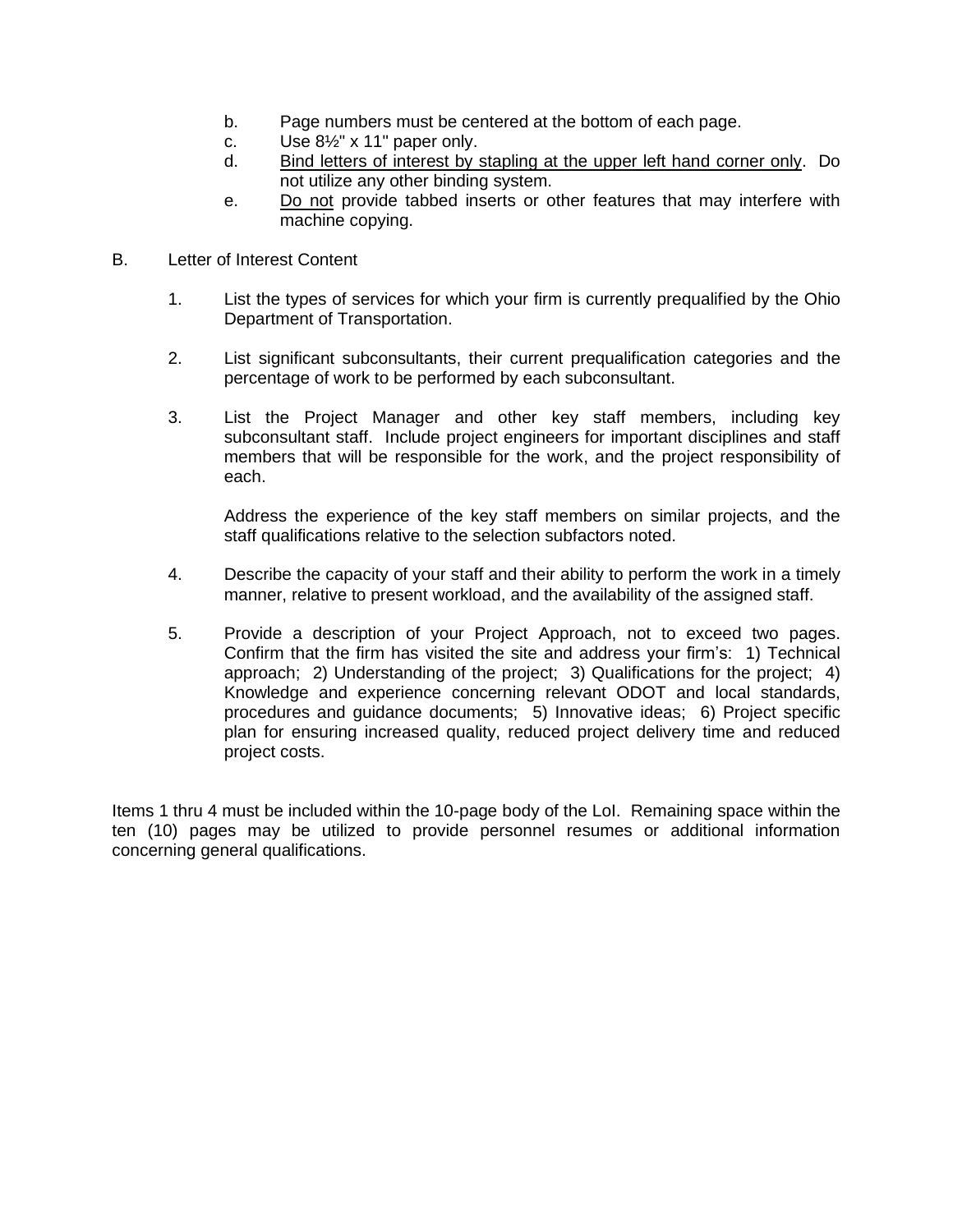b. Page numbers must be centered at the bottom of each page.
c. Use 8½" x 11" paper only.
d. <u>Bind letters of interest by stapling at the upper left hand corner only</u>. Do not utilize any other binding system.
e. <u>Do not</u> provide tabbed inserts or other features that may interfere with machine copying.

B. Letter of Interest Content

1. List the types of services for which your firm is currently prequalified by the Ohio Department of Transportation.

2. List significant subconsultants, their current prequalification categories and the percentage of work to be performed by each subconsultant.

3. List the Project Manager and other key staff members, including key subconsultant staff. Include project engineers for important disciplines and staff members that will be responsible for the work, and the project responsibility of each.

   Address the experience of the key staff members on similar projects, and the staff qualifications relative to the selection subfactors noted.

4. Describe the capacity of your staff and their ability to perform the work in a timely manner, relative to present workload, and the availability of the assigned staff.

5. Provide a description of your Project Approach, not to exceed two pages. Confirm that the firm has visited the site and address your firm's: 1) Technical approach; 2) Understanding of the project; 3) Qualifications for the project; 4) Knowledge and experience concerning relevant ODOT and local standards, procedures and guidance documents; 5) Innovative ideas; 6) Project specific plan for ensuring increased quality, reduced project delivery time and reduced project costs.

Items 1 thru 4 must be included within the 10-page body of the LoI. Remaining space within the ten (10) pages may be utilized to provide personnel resumes or additional information concerning general qualifications.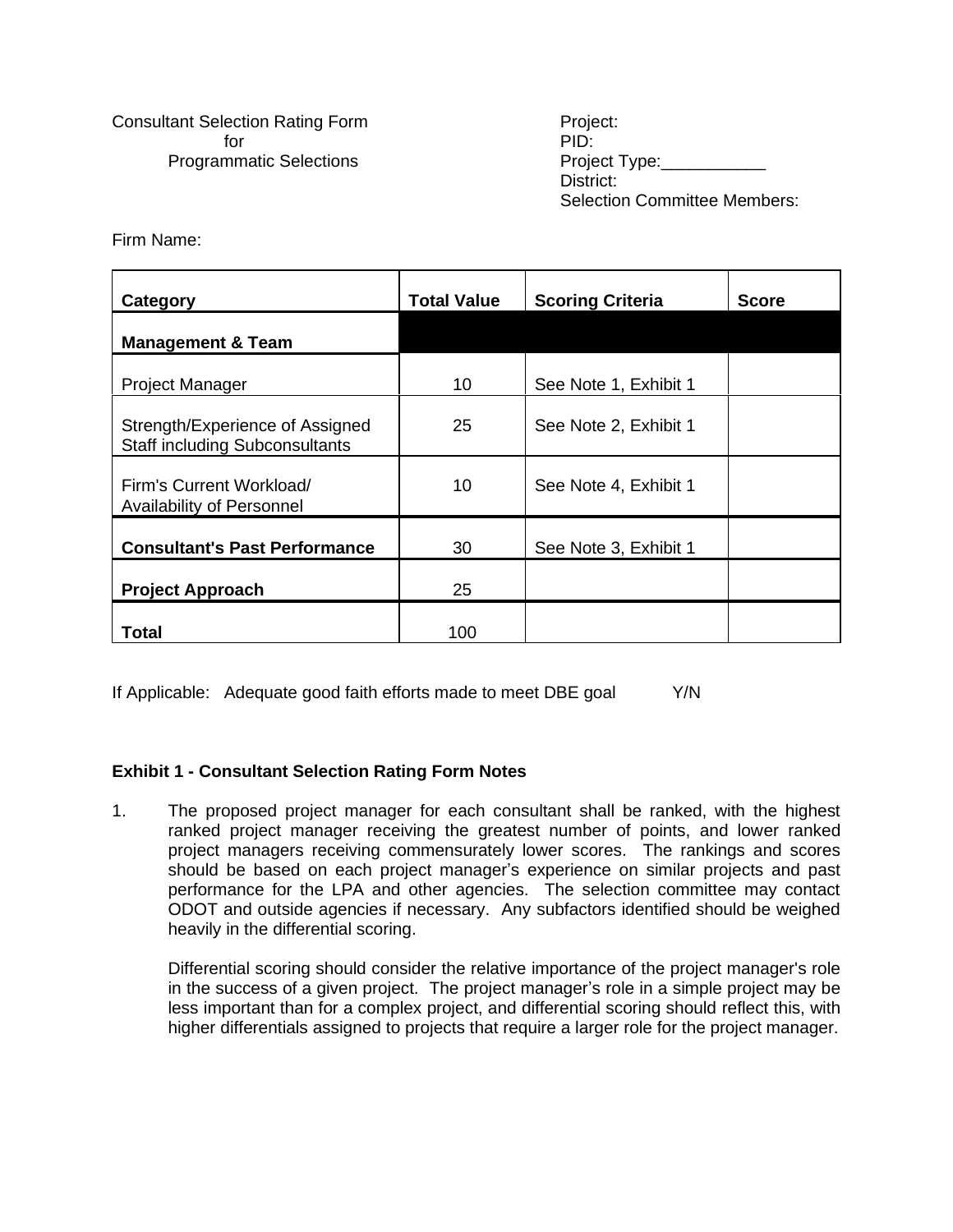Consultant Selection Rating Form
for
Programmatic Selections

Project:
PID:
Project Type:___________
District:
Selection Committee Members:

Firm Name:

| Category | Total Value | Scoring Criteria | Score |
|---|---|---|---|
| **Management & Team** | | | |
| Project Manager | 10 | See Note 1, Exhibit 1 | |
| Strength/Experience of Assigned Staff including Subconsultants | 25 | See Note 2, Exhibit 1 | |
| Firm's Current Workload/ Availability of Personnel | 10 | See Note 4, Exhibit 1 | |
| **Consultant's Past Performance** | 30 | See Note 3, Exhibit 1 | |
| **Project Approach** | 25 | | |
| **Total** | 100 | | |

If Applicable: Adequate good faith efforts made to meet DBE goal Y/N

**Exhibit 1 - Consultant Selection Rating Form Notes**

1. The proposed project manager for each consultant shall be ranked, with the highest ranked project manager receiving the greatest number of points, and lower ranked project managers receiving commensurately lower scores. The rankings and scores should be based on each project manager's experience on similar projects and past performance for the LPA and other agencies. The selection committee may contact ODOT and outside agencies if necessary. Any subfactors identified should be weighed heavily in the differential scoring.

   Differential scoring should consider the relative importance of the project manager's role in the success of a given project. The project manager's role in a simple project may be less important than for a complex project, and differential scoring should reflect this, with higher differentials assigned to projects that require a larger role for the project manager.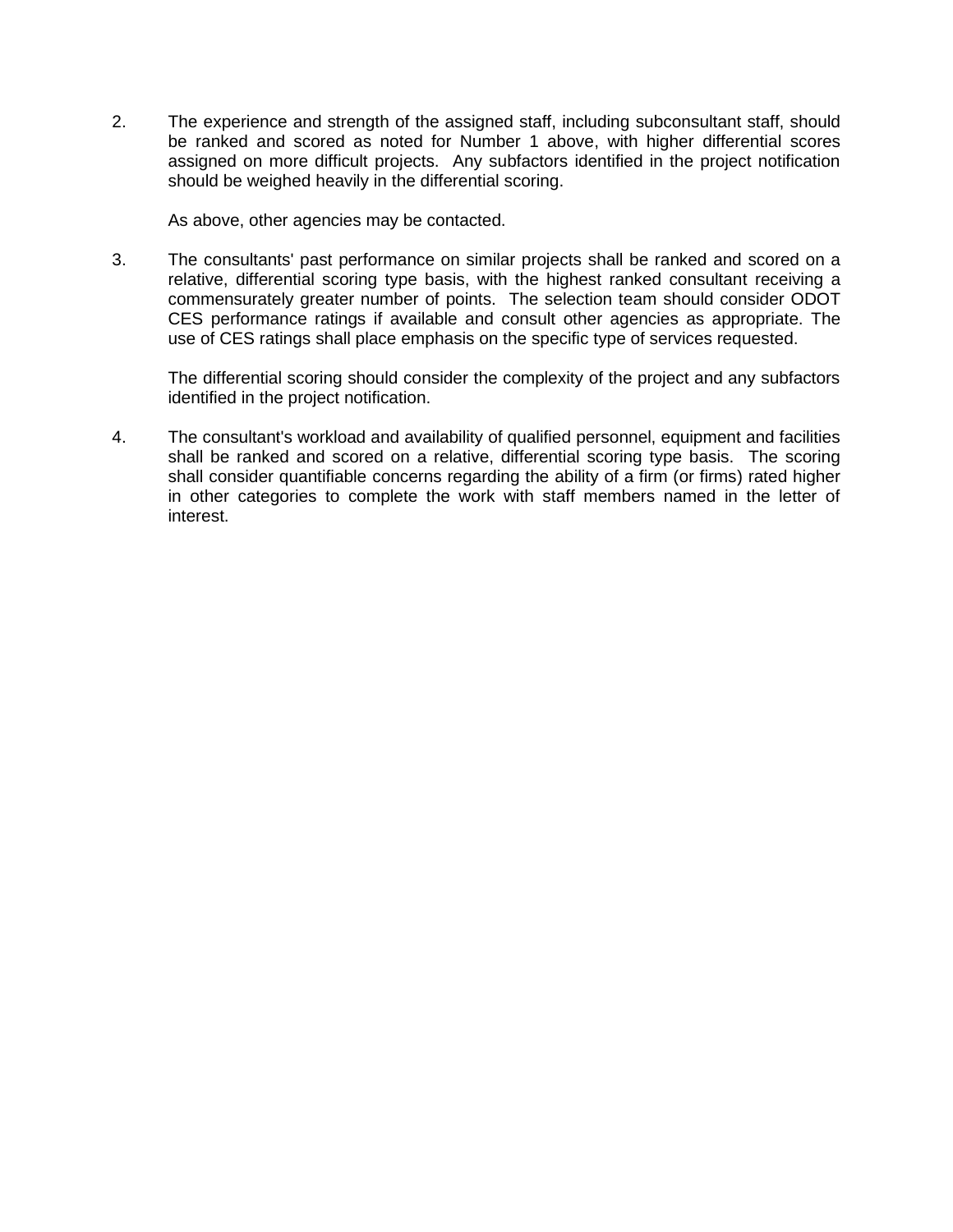2. The experience and strength of the assigned staff, including subconsultant staff, should be ranked and scored as noted for Number 1 above, with higher differential scores assigned on more difficult projects. Any subfactors identified in the project notification should be weighed heavily in the differential scoring.

   As above, other agencies may be contacted.

3. The consultants' past performance on similar projects shall be ranked and scored on a relative, differential scoring type basis, with the highest ranked consultant receiving a commensurately greater number of points. The selection team should consider ODOT CES performance ratings if available and consult other agencies as appropriate. The use of CES ratings shall place emphasis on the specific type of services requested.

   The differential scoring should consider the complexity of the project and any subfactors identified in the project notification.

4. The consultant's workload and availability of qualified personnel, equipment and facilities shall be ranked and scored on a relative, differential scoring type basis. The scoring shall consider quantifiable concerns regarding the ability of a firm (or firms) rated higher in other categories to complete the work with staff members named in the letter of interest.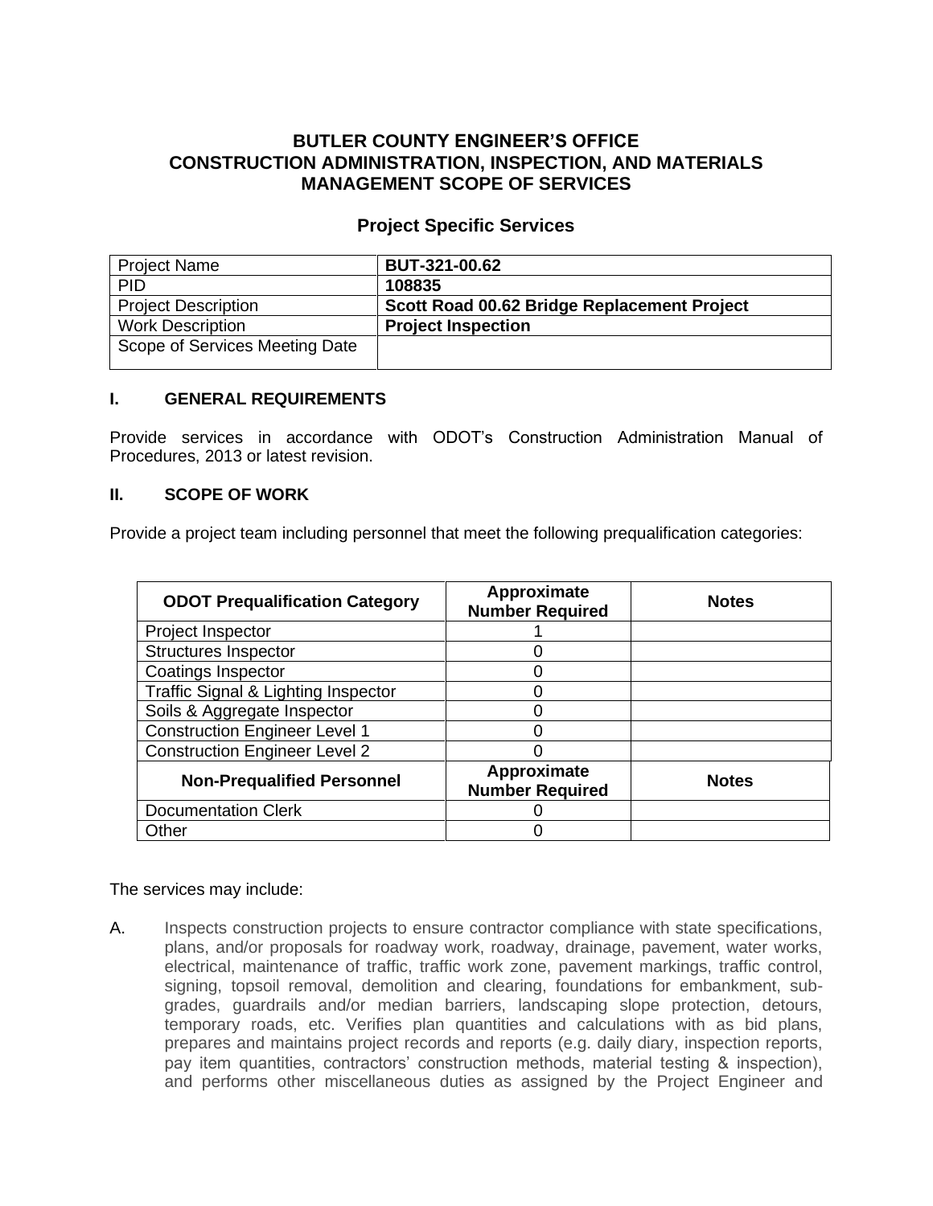# BUTLER COUNTY ENGINEER'S OFFICE
# CONSTRUCTION ADMINISTRATION, INSPECTION, AND MATERIALS MANAGEMENT SCOPE OF SERVICES

## Project Specific Services

| Project Name | **BUT-321-00.62** |
|---|---|
| PID | **108835** |
| Project Description | **Scott Road 00.62 Bridge Replacement Project** |
| Work Description | **Project Inspection** |
| Scope of Services Meeting Date | |

### I. GENERAL REQUIREMENTS

Provide services in accordance with ODOT's Construction Administration Manual of Procedures, 2013 or latest revision.

### II. SCOPE OF WORK

Provide a project team including personnel that meet the following prequalification categories:

| ODOT Prequalification Category | Approximate Number Required | Notes |
|---|---|---|
| Project Inspector | 1 | |
| Structures Inspector | 0 | |
| Coatings Inspector | 0 | |
| Traffic Signal & Lighting Inspector | 0 | |
| Soils & Aggregate Inspector | 0 | |
| Construction Engineer Level 1 | 0 | |
| Construction Engineer Level 2 | 0 | |
| **Non-Prequalified Personnel** | **Approximate Number Required** | **Notes** |
| Documentation Clerk | 0 | |
| Other | 0 | |

The services may include:

A. Inspects construction projects to ensure contractor compliance with state specifications, plans, and/or proposals for roadway work, roadway, drainage, pavement, water works, electrical, maintenance of traffic, traffic work zone, pavement markings, traffic control, signing, topsoil removal, demolition and clearing, foundations for embankment, sub-grades, guardrails and/or median barriers, landscaping slope protection, detours, temporary roads, etc. Verifies plan quantities and calculations with as bid plans, prepares and maintains project records and reports (e.g. daily diary, inspection reports, pay item quantities, contractors' construction methods, material testing & inspection), and performs other miscellaneous duties as assigned by the Project Engineer and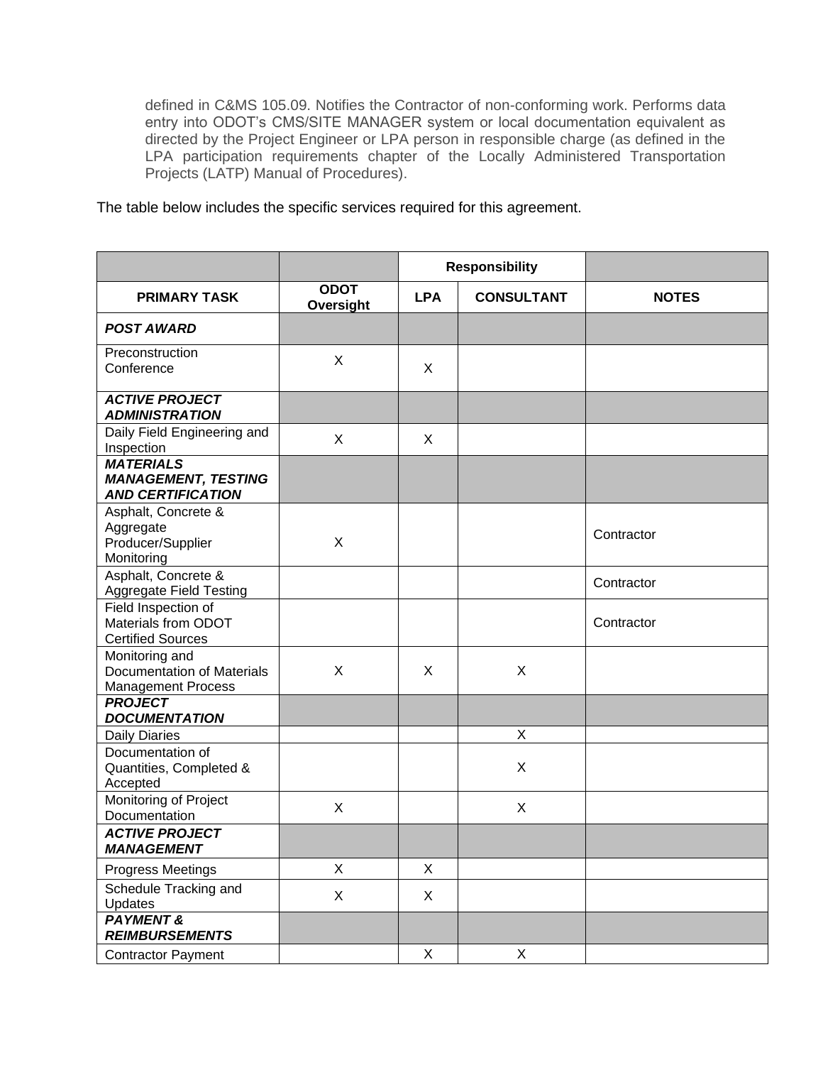defined in C&MS 105.09. Notifies the Contractor of non-conforming work. Performs data entry into ODOT's CMS/SITE MANAGER system or local documentation equivalent as directed by the Project Engineer or LPA person in responsible charge (as defined in the LPA participation requirements chapter of the Locally Administered Transportation Projects (LATP) Manual of Procedures).

The table below includes the specific services required for this agreement.

| | | Responsibility | | |
|---|---|---|---|---|
| **PRIMARY TASK** | **ODOT Oversight** | **LPA** | **CONSULTANT** | **NOTES** |
| ***POST AWARD*** | | | | |
| Preconstruction Conference | X | X | | |
| ***ACTIVE PROJECT ADMINISTRATION*** | | | | |
| Daily Field Engineering and Inspection | X | X | | |
| ***MATERIALS MANAGEMENT, TESTING AND CERTIFICATION*** | | | | |
| Asphalt, Concrete & Aggregate Producer/Supplier Monitoring | X | | | Contractor |
| Asphalt, Concrete & Aggregate Field Testing | | | | Contractor |
| Field Inspection of Materials from ODOT Certified Sources | | | | Contractor |
| Monitoring and Documentation of Materials Management Process | X | X | X | |
| ***PROJECT DOCUMENTATION*** | | | | |
| Daily Diaries | | | X | |
| Documentation of Quantities, Completed & Accepted | | | X | |
| Monitoring of Project Documentation | X | | X | |
| ***ACTIVE PROJECT MANAGEMENT*** | | | | |
| Progress Meetings | X | X | | |
| Schedule Tracking and Updates | X | X | | |
| ***PAYMENT & REIMBURSEMENTS*** | | | | |
| Contractor Payment | | X | X | |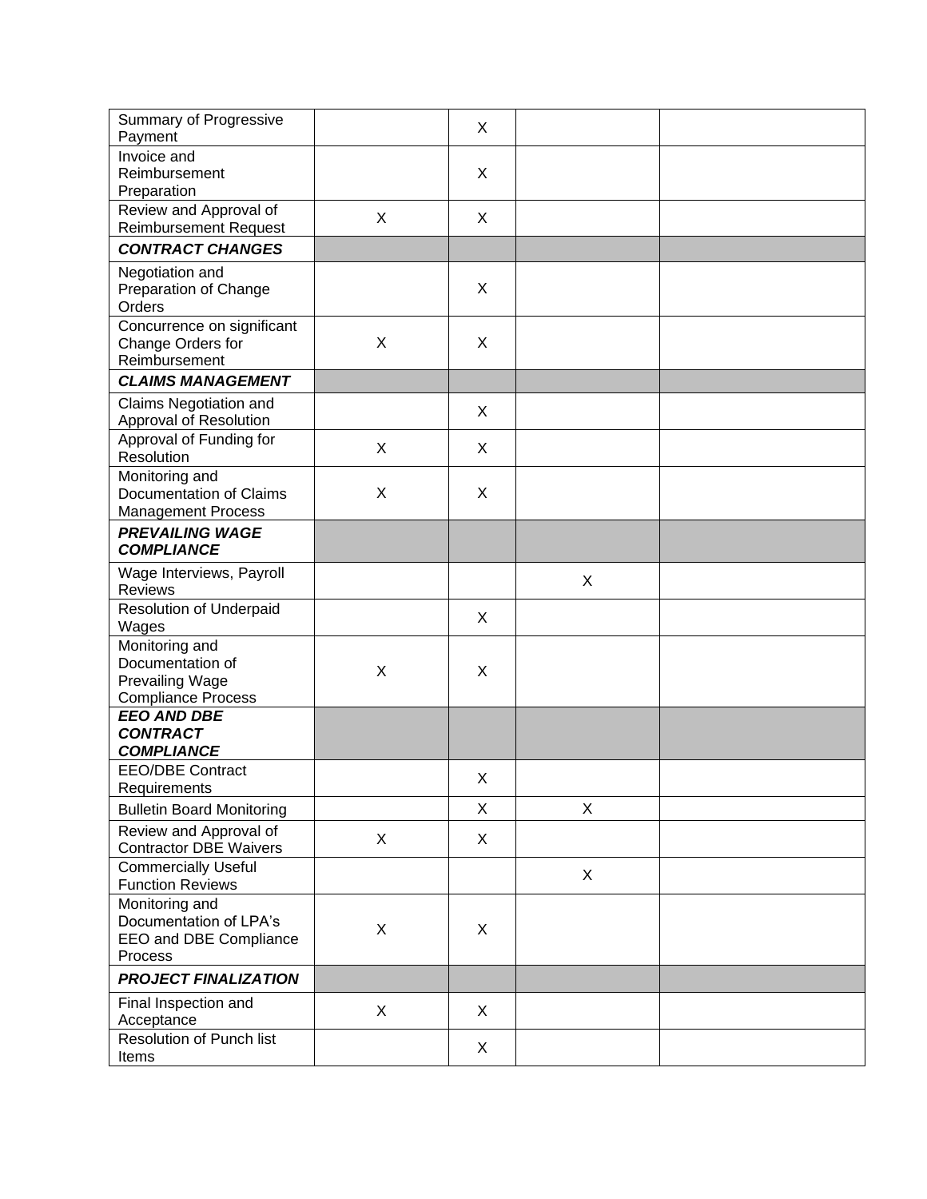| | | | | |
|---|---|---|---|---|
| Summary of Progressive Payment | | X | | |
| Invoice and Reimbursement Preparation | | X | | |
| Review and Approval of Reimbursement Request | X | X | | |
| ***CONTRACT CHANGES*** | | | | |
| Negotiation and Preparation of Change Orders | | X | | |
| Concurrence on significant Change Orders for Reimbursement | X | X | | |
| ***CLAIMS MANAGEMENT*** | | | | |
| Claims Negotiation and Approval of Resolution | | X | | |
| Approval of Funding for Resolution | X | X | | |
| Monitoring and Documentation of Claims Management Process | X | X | | |
| ***PREVAILING WAGE COMPLIANCE*** | | | | |
| Wage Interviews, Payroll Reviews | | | X | |
| Resolution of Underpaid Wages | | X | | |
| Monitoring and Documentation of Prevailing Wage Compliance Process | X | X | | |
| ***EEO AND DBE CONTRACT COMPLIANCE*** | | | | |
| EEO/DBE Contract Requirements | | X | | |
| Bulletin Board Monitoring | | X | X | |
| Review and Approval of Contractor DBE Waivers | X | X | | |
| Commercially Useful Function Reviews | | | X | |
| Monitoring and Documentation of LPA's EEO and DBE Compliance Process | X | X | | |
| ***PROJECT FINALIZATION*** | | | | |
| Final Inspection and Acceptance | X | X | | |
| Resolution of Punch list Items | | X | | |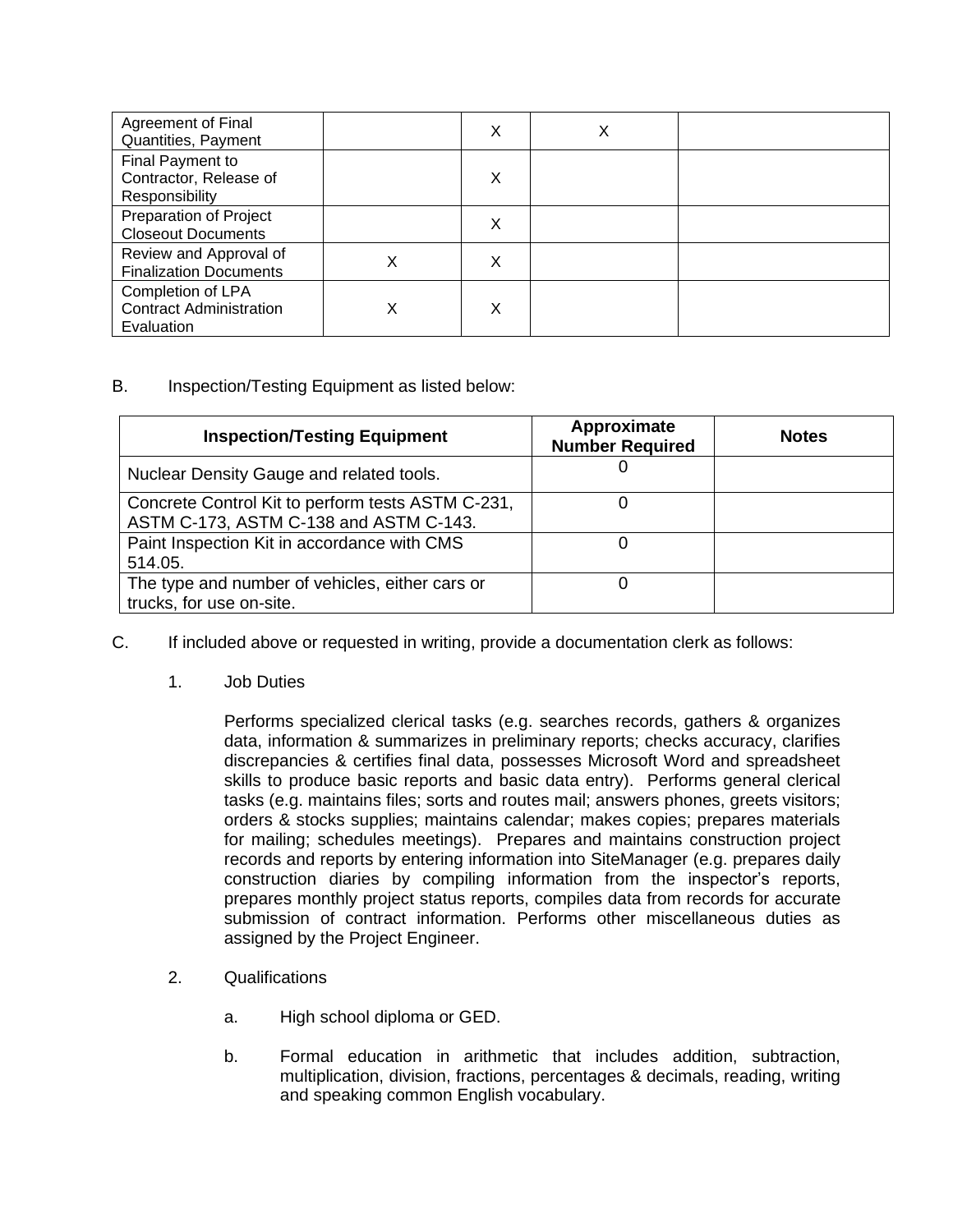| | | | | |
|---|---|---|---|---|
| Agreement of Final Quantities, Payment | | X | X | |
| Final Payment to Contractor, Release of Responsibility | | X | | |
| Preparation of Project Closeout Documents | | X | | |
| Review and Approval of Finalization Documents | X | X | | |
| Completion of LPA Contract Administration Evaluation | X | X | | |

B. Inspection/Testing Equipment as listed below:

| Inspection/Testing Equipment | Approximate Number Required | Notes |
|---|---|---|
| Nuclear Density Gauge and related tools. | 0 | |
| Concrete Control Kit to perform tests ASTM C-231, ASTM C-173, ASTM C-138 and ASTM C-143. | 0 | |
| Paint Inspection Kit in accordance with CMS 514.05. | 0 | |
| The type and number of vehicles, either cars or trucks, for use on-site. | 0 | |

C. If included above or requested in writing, provide a documentation clerk as follows:

1. Job Duties

   Performs specialized clerical tasks (e.g. searches records, gathers & organizes data, information & summarizes in preliminary reports; checks accuracy, clarifies discrepancies & certifies final data, possesses Microsoft Word and spreadsheet skills to produce basic reports and basic data entry). Performs general clerical tasks (e.g. maintains files; sorts and routes mail; answers phones, greets visitors; orders & stocks supplies; maintains calendar; makes copies; prepares materials for mailing; schedules meetings). Prepares and maintains construction project records and reports by entering information into SiteManager (e.g. prepares daily construction diaries by compiling information from the inspector's reports, prepares monthly project status reports, compiles data from records for accurate submission of contract information. Performs other miscellaneous duties as assigned by the Project Engineer.

2. Qualifications

   a. High school diploma or GED.

   b. Formal education in arithmetic that includes addition, subtraction, multiplication, division, fractions, percentages & decimals, reading, writing and speaking common English vocabulary.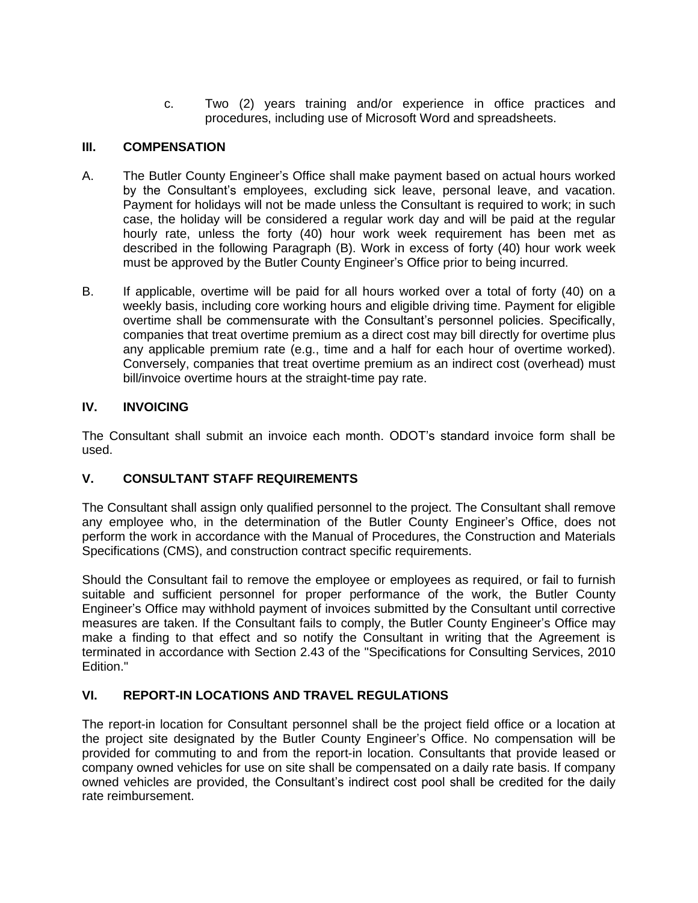c. Two (2) years training and/or experience in office practices and procedures, including use of Microsoft Word and spreadsheets.

## III. COMPENSATION

A. The Butler County Engineer's Office shall make payment based on actual hours worked by the Consultant's employees, excluding sick leave, personal leave, and vacation. Payment for holidays will not be made unless the Consultant is required to work; in such case, the holiday will be considered a regular work day and will be paid at the regular hourly rate, unless the forty (40) hour work week requirement has been met as described in the following Paragraph (B). Work in excess of forty (40) hour work week must be approved by the Butler County Engineer's Office prior to being incurred.

B. If applicable, overtime will be paid for all hours worked over a total of forty (40) on a weekly basis, including core working hours and eligible driving time. Payment for eligible overtime shall be commensurate with the Consultant's personnel policies. Specifically, companies that treat overtime premium as a direct cost may bill directly for overtime plus any applicable premium rate (e.g., time and a half for each hour of overtime worked). Conversely, companies that treat overtime premium as an indirect cost (overhead) must bill/invoice overtime hours at the straight-time pay rate.

## IV. INVOICING

The Consultant shall submit an invoice each month. ODOT's standard invoice form shall be used.

## V. CONSULTANT STAFF REQUIREMENTS

The Consultant shall assign only qualified personnel to the project. The Consultant shall remove any employee who, in the determination of the Butler County Engineer's Office, does not perform the work in accordance with the Manual of Procedures, the Construction and Materials Specifications (CMS), and construction contract specific requirements.

Should the Consultant fail to remove the employee or employees as required, or fail to furnish suitable and sufficient personnel for proper performance of the work, the Butler County Engineer's Office may withhold payment of invoices submitted by the Consultant until corrective measures are taken. If the Consultant fails to comply, the Butler County Engineer's Office may make a finding to that effect and so notify the Consultant in writing that the Agreement is terminated in accordance with Section 2.43 of the "Specifications for Consulting Services, 2010 Edition."

## VI. REPORT-IN LOCATIONS AND TRAVEL REGULATIONS

The report-in location for Consultant personnel shall be the project field office or a location at the project site designated by the Butler County Engineer's Office. No compensation will be provided for commuting to and from the report-in location. Consultants that provide leased or company owned vehicles for use on site shall be compensated on a daily rate basis. If company owned vehicles are provided, the Consultant's indirect cost pool shall be credited for the daily rate reimbursement.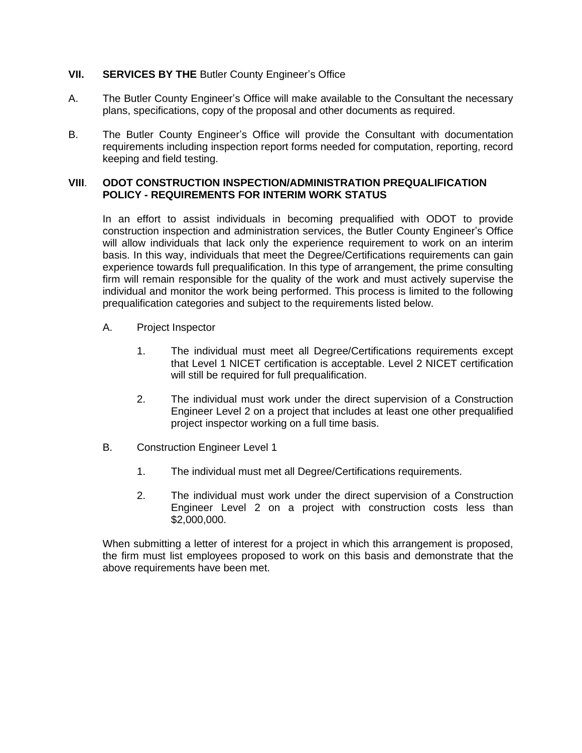## VII. **SERVICES BY THE** Butler County Engineer's Office

A. The Butler County Engineer's Office will make available to the Consultant the necessary plans, specifications, copy of the proposal and other documents as required.

B. The Butler County Engineer's Office will provide the Consultant with documentation requirements including inspection report forms needed for computation, reporting, record keeping and field testing.

## VIII. ODOT CONSTRUCTION INSPECTION/ADMINISTRATION PREQUALIFICATION POLICY - REQUIREMENTS FOR INTERIM WORK STATUS

In an effort to assist individuals in becoming prequalified with ODOT to provide construction inspection and administration services, the Butler County Engineer's Office will allow individuals that lack only the experience requirement to work on an interim basis. In this way, individuals that meet the Degree/Certifications requirements can gain experience towards full prequalification. In this type of arrangement, the prime consulting firm will remain responsible for the quality of the work and must actively supervise the individual and monitor the work being performed. This process is limited to the following prequalification categories and subject to the requirements listed below.

A. Project Inspector

1. The individual must meet all Degree/Certifications requirements except that Level 1 NICET certification is acceptable. Level 2 NICET certification will still be required for full prequalification.

2. The individual must work under the direct supervision of a Construction Engineer Level 2 on a project that includes at least one other prequalified project inspector working on a full time basis.

B. Construction Engineer Level 1

1. The individual must met all Degree/Certifications requirements.

2. The individual must work under the direct supervision of a Construction Engineer Level 2 on a project with construction costs less than $2,000,000.

When submitting a letter of interest for a project in which this arrangement is proposed, the firm must list employees proposed to work on this basis and demonstrate that the above requirements have been met.